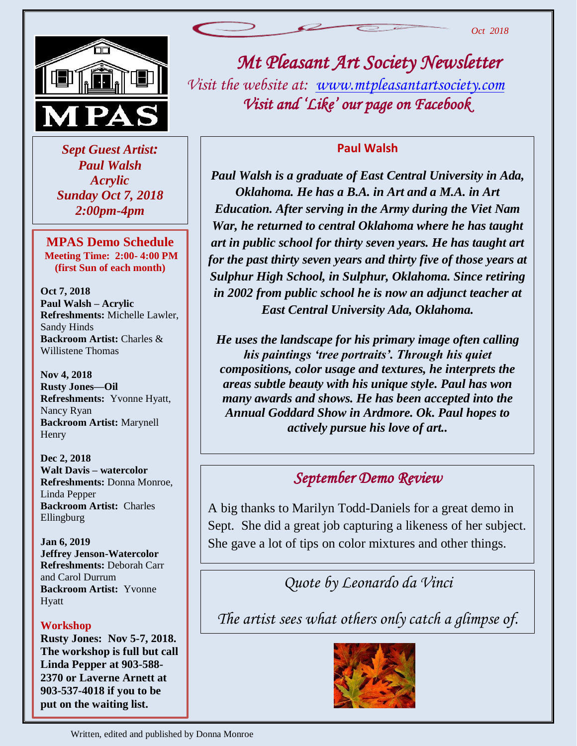Oct 2018

# Mt Pleasant Art Society Newsletter

*Visit the website at: [www.mtpleasantartsociety.com](http://www.mtpleasantartsociety.com)*

*Visit and 'Like' our page on Facebook*

***Sept Guest Artist:***
***Paul Walsh***
***Acrylic***
***Sunday Oct 7, 2018***
***2:00pm-4pm***

## MPAS Demo Schedule

**Meeting Time: 2:00- 4:00 PM**
**(first Sun of each month)**

**Oct 7, 2018**
**Paul Walsh – Acrylic**
**Refreshments:** Michelle Lawler, Sandy Hinds
**Backroom Artist:** Charles & Willistene Thomas

**Nov 4, 2018**
**Rusty Jones—Oil**
**Refreshments:** Yvonne Hyatt, Nancy Ryan
**Backroom Artist:** Marynell Henry

**Dec 2, 2018**
**Walt Davis – watercolor**
**Refreshments:** Donna Monroe, Linda Pepper
**Backroom Artist:** Charles Ellingburg

**Jan 6, 2019**
**Jeffrey Jenson-Watercolor**
**Refreshments:** Deborah Carr and Carol Durrum
**Backroom Artist:** Yvonne Hyatt

### Workshop

**Rusty Jones: Nov 5-7, 2018. The workshop is full but call Linda Pepper at 903-588-2370 or Laverne Arnett at 903-537-4018 if you to be put on the waiting list.**

## Paul Walsh

***Paul Walsh is a graduate of East Central University in Ada, Oklahoma. He has a B.A. in Art and a M.A. in Art Education. After serving in the Army during the Viet Nam War, he returned to central Oklahoma where he has taught art in public school for thirty seven years. He has taught art for the past thirty seven years and thirty five of those years at Sulphur High School, in Sulphur, Oklahoma. Since retiring in 2002 from public school he is now an adjunct teacher at East Central University Ada, Oklahoma.***

***He uses the landscape for his primary image often calling his paintings 'tree portraits'. Through his quiet compositions, color usage and textures, he interprets the areas subtle beauty with his unique style. Paul has won many awards and shows. He has been accepted into the Annual Goddard Show in Ardmore. Ok. Paul hopes to actively pursue his love of art..***

## *September Demo Review*

A big thanks to Marilyn Todd-Daniels for a great demo in Sept. She did a great job capturing a likeness of her subject. She gave a lot of tips on color mixtures and other things.

### *Quote by Leonardo da Vinci*

*The artist sees what others only catch a glimpse of.*

Written, edited and published by Donna Monroe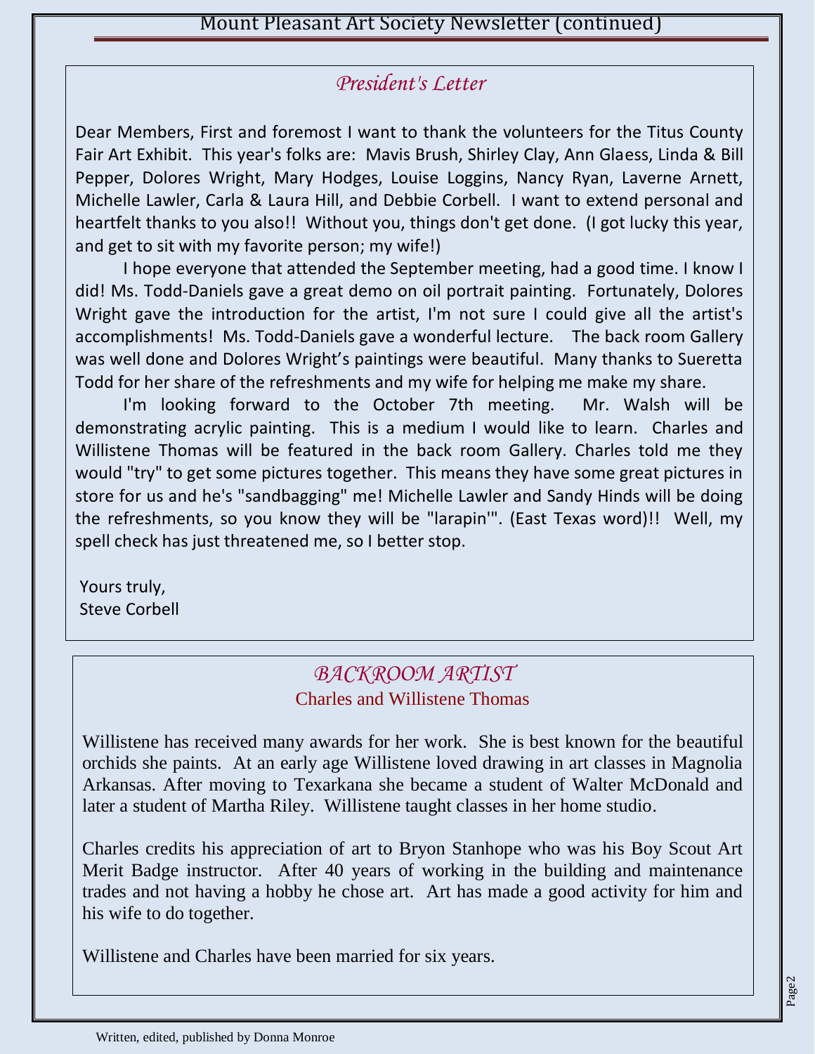## *President's Letter*

Dear Members, First and foremost I want to thank the volunteers for the Titus County Fair Art Exhibit. This year's folks are: Mavis Brush, Shirley Clay, Ann Glaess, Linda & Bill Pepper, Dolores Wright, Mary Hodges, Louise Loggins, Nancy Ryan, Laverne Arnett, Michelle Lawler, Carla & Laura Hill, and Debbie Corbell. I want to extend personal and heartfelt thanks to you also!! Without you, things don't get done. (I got lucky this year, and get to sit with my favorite person; my wife!)

I hope everyone that attended the September meeting, had a good time. I know I did! Ms. Todd-Daniels gave a great demo on oil portrait painting. Fortunately, Dolores Wright gave the introduction for the artist, I'm not sure I could give all the artist's accomplishments! Ms. Todd-Daniels gave a wonderful lecture. The back room Gallery was well done and Dolores Wright's paintings were beautiful. Many thanks to Sueretta Todd for her share of the refreshments and my wife for helping me make my share.

I'm looking forward to the October 7th meeting. Mr. Walsh will be demonstrating acrylic painting. This is a medium I would like to learn. Charles and Willistene Thomas will be featured in the back room Gallery. Charles told me they would "try" to get some pictures together. This means they have some great pictures in store for us and he's "sandbagging" me! Michelle Lawler and Sandy Hinds will be doing the refreshments, so you know they will be "larapin'". (East Texas word)!! Well, my spell check has just threatened me, so I better stop.

Yours truly,
Steve Corbell

## *BACKROOM ARTIST*

### Charles and Willistene Thomas

Willistene has received many awards for her work. She is best known for the beautiful orchids she paints. At an early age Willistene loved drawing in art classes in Magnolia Arkansas. After moving to Texarkana she became a student of Walter McDonald and later a student of Martha Riley. Willistene taught classes in her home studio.

Charles credits his appreciation of art to Bryon Stanhope who was his Boy Scout Art Merit Badge instructor. After 40 years of working in the building and maintenance trades and not having a hobby he chose art. Art has made a good activity for him and his wife to do together.

Willistene and Charles have been married for six years.

Written, edited, published by Donna Monroe